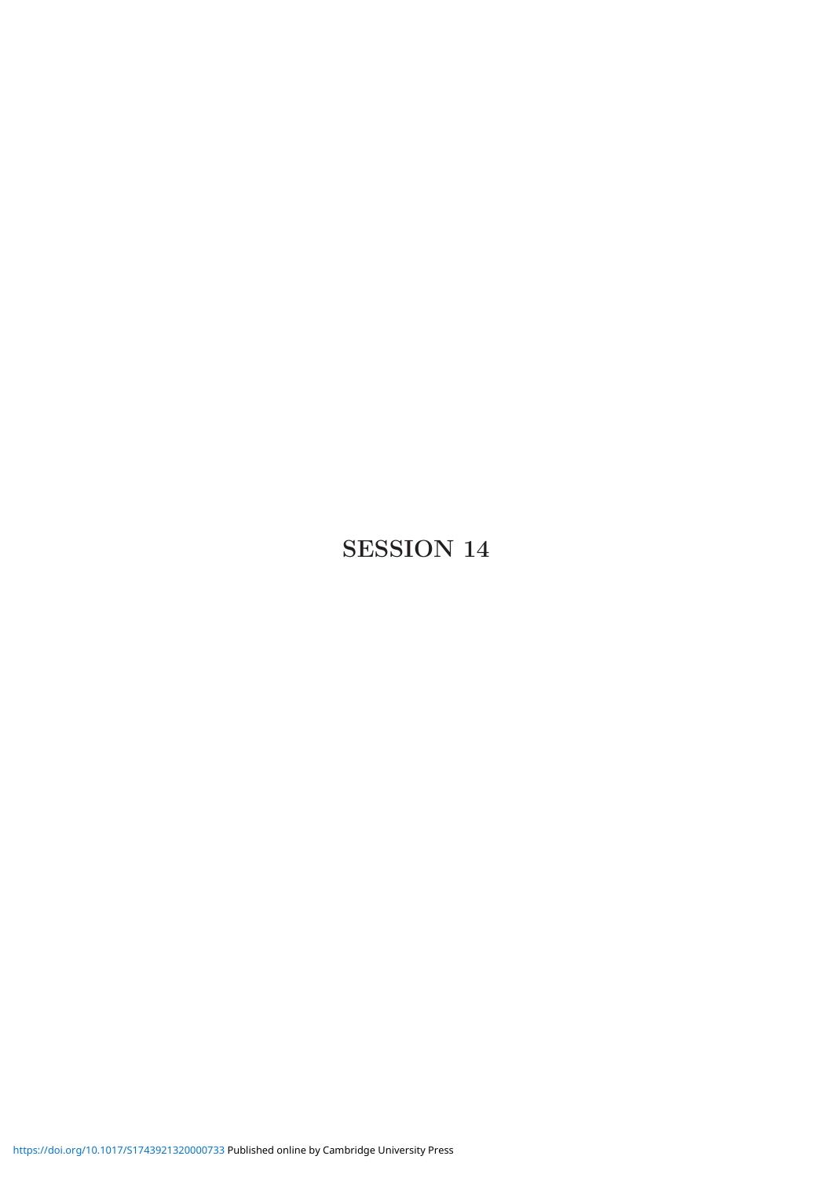# SESSION 14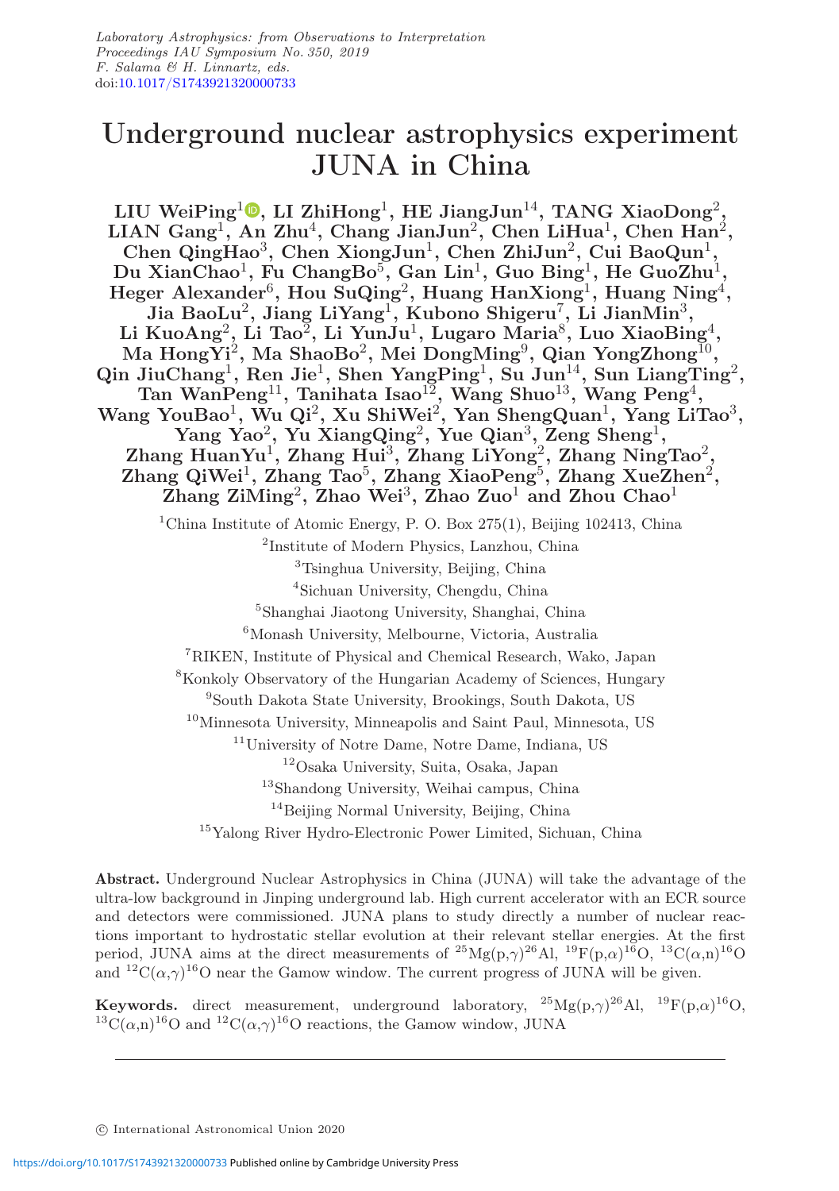Laboratory Astrophysics: from Observations to Interpretation
Proceedings IAU Symposium No. 350, 2019
F. Salama & H. Linnartz, eds.
doi:10.1017/S1743921320000733

# Underground nuclear astrophysics experiment JUNA in China

**LIU WeiPing[1], LI ZhiHong[1], HE JiangJun[14], TANG XiaoDong[2], LIAN Gang[1], An Zhu[4], Chang JianJun[2], Chen LiHua[1], Chen Han[2], Chen QingHao[3], Chen XiongJun[1], Chen ZhiJun[2], Cui BaoQun[1], Du XianChao[1], Fu ChangBo[5], Gan Lin[1], Guo Bing[1], He GuoZhu[1], Heger Alexander[6], Hou SuQing[2], Huang HanXiong[1], Huang Ning[4], Jia BaoLu[2], Jiang LiYang[1], Kubono Shigeru[7], Li JianMin[3], Li KuoAng[2], Li Tao[2], Li YunJu[1], Lugaro Maria[8], Luo XiaoBing[4], Ma HongYi[2], Ma ShaoBo[2], Mei DongMing[9], Qian YongZhong[10], Qin JiuChang[1], Ren Jie[1], Shen YangPing[1], Su Jun[14], Sun LiangTing[2], Tan WanPeng[11], Tanihata Isao[12], Wang Shuo[13], Wang Peng[4], Wang YouBao[1], Wu Qi[2], Xu ShiWei[2], Yan ShengQuan[1], Yang LiTao[3], Yang Yao[2], Yu XiangQing[2], Yue Qian[3], Zeng Sheng[1], Zhang HuanYu[1], Zhang Hui[3], Zhang LiYong[2], Zhang NingTao[2], Zhang QiWei[1], Zhang Tao[5], Zhang XiaoPeng[5], Zhang XueZhen[2], Zhang ZiMing[2], Zhao Wei[3], Zhao Zuo[1] and Zhou Chao[1]**

[1]China Institute of Atomic Energy, P. O. Box 275(1), Beijing 102413, China
[2]Institute of Modern Physics, Lanzhou, China
[3]Tsinghua University, Beijing, China
[4]Sichuan University, Chengdu, China
[5]Shanghai Jiaotong University, Shanghai, China
[6]Monash University, Melbourne, Victoria, Australia
[7]RIKEN, Institute of Physical and Chemical Research, Wako, Japan
[8]Konkoly Observatory of the Hungarian Academy of Sciences, Hungary
[9]South Dakota State University, Brookings, South Dakota, US
[10]Minnesota University, Minneapolis and Saint Paul, Minnesota, US
[11]University of Notre Dame, Notre Dame, Indiana, US
[12]Osaka University, Suita, Osaka, Japan
[13]Shandong University, Weihai campus, China
[14]Beijing Normal University, Beijing, China
[15]Yalong River Hydro-Electronic Power Limited, Sichuan, China

**Abstract.** Underground Nuclear Astrophysics in China (JUNA) will take the advantage of the ultra-low background in Jinping underground lab. High current accelerator with an ECR source and detectors were commissioned. JUNA plans to study directly a number of nuclear reactions important to hydrostatic stellar evolution at their relevant stellar energies. At the first period, JUNA aims at the direct measurements of $^{25}$Mg(p,$\gamma$)$^{26}$Al, $^{19}$F(p,$\alpha$)$^{16}$O, $^{13}$C($\alpha$,n)$^{16}$O and $^{12}$C($\alpha$,$\gamma$)$^{16}$O near the Gamow window. The current progress of JUNA will be given.

**Keywords.** direct measurement, underground laboratory, $^{25}$Mg(p,$\gamma$)$^{26}$Al, $^{19}$F(p,$\alpha$)$^{16}$O, $^{13}$C($\alpha$,n)$^{16}$O and $^{12}$C($\alpha$,$\gamma$)$^{16}$O reactions, the Gamow window, JUNA

© International Astronomical Union 2020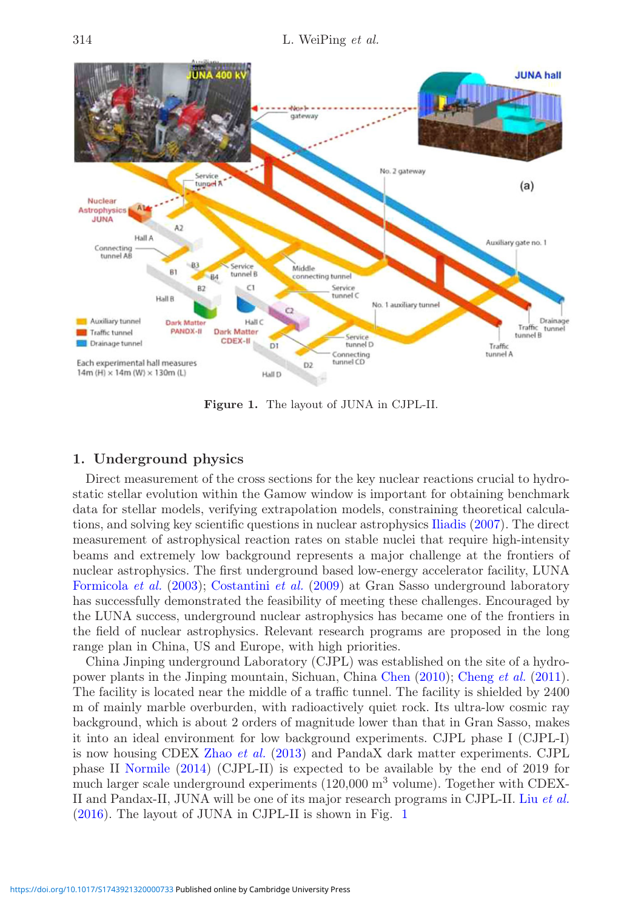Figure 1. The layout of JUNA in CJPL-II.

## 1. Underground physics

Direct measurement of the cross sections for the key nuclear reactions crucial to hydrostatic stellar evolution within the Gamow window is important for obtaining benchmark data for stellar models, verifying extrapolation models, constraining theoretical calculations, and solving key scientific questions in nuclear astrophysics Iliadis (2007). The direct measurement of astrophysical reaction rates on stable nuclei that require high-intensity beams and extremely low background represents a major challenge at the frontiers of nuclear astrophysics. The first underground based low-energy accelerator facility, LUNA Formicola *et al.* (2003); Costantini *et al.* (2009) at Gran Sasso underground laboratory has successfully demonstrated the feasibility of meeting these challenges. Encouraged by the LUNA success, underground nuclear astrophysics has became one of the frontiers in the field of nuclear astrophysics. Relevant research programs are proposed in the long range plan in China, US and Europe, with high priorities.

China Jinping underground Laboratory (CJPL) was established on the site of a hydropower plants in the Jinping mountain, Sichuan, China Chen (2010); Cheng *et al.* (2011). The facility is located near the middle of a traffic tunnel. The facility is shielded by 2400 m of mainly marble overburden, with radioactively quiet rock. Its ultra-low cosmic ray background, which is about 2 orders of magnitude lower than that in Gran Sasso, makes it into an ideal environment for low background experiments. CJPL phase I (CJPL-I) is now housing CDEX Zhao *et al.* (2013) and PandaX dark matter experiments. CJPL phase II Normile (2014) (CJPL-II) is expected to be available by the end of 2019 for much larger scale underground experiments (120,000 $m^3$ volume). Together with CDEX-II and Pandax-II, JUNA will be one of its major research programs in CJPL-II. Liu *et al.* (2016). The layout of JUNA in CJPL-II is shown in Fig. 1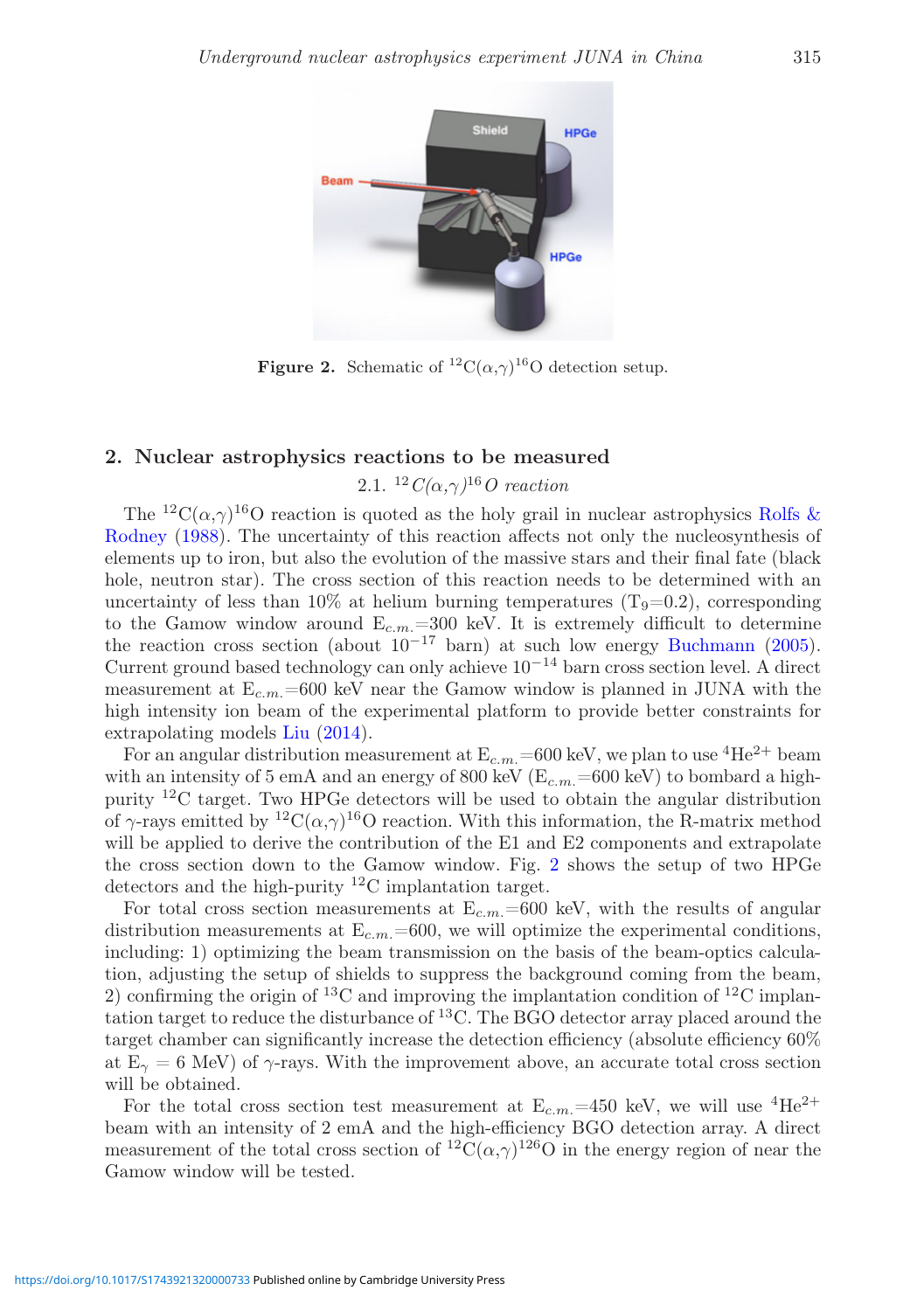**Figure 2.** Schematic of $^{12}C(\alpha,\gamma)^{16}O$ detection setup.

## 2. Nuclear astrophysics reactions to be measured

### 2.1. $^{12}C(\alpha,\gamma)^{16}O$ reaction

The $^{12}C(\alpha,\gamma)^{16}O$ reaction is quoted as the holy grail in nuclear astrophysics Rolfs & Rodney (1988). The uncertainty of this reaction affects not only the nucleosynthesis of elements up to iron, but also the evolution of the massive stars and their final fate (black hole, neutron star). The cross section of this reaction needs to be determined with an uncertainty of less than 10% at helium burning temperatures ($T_9$=0.2), corresponding to the Gamow window around $E_{c.m.}$=300 keV. It is extremely difficult to determine the reaction cross section (about $10^{-17}$ barn) at such low energy Buchmann (2005). Current ground based technology can only achieve $10^{-14}$ barn cross section level. A direct measurement at $E_{c.m.}$=600 keV near the Gamow window is planned in JUNA with the high intensity ion beam of the experimental platform to provide better constraints for extrapolating models Liu (2014).

For an angular distribution measurement at $E_{c.m.}$=600 keV, we plan to use $^4He^{2+}$ beam with an intensity of 5 emA and an energy of 800 keV ($E_{c.m.}$=600 keV) to bombard a high-purity $^{12}C$ target. Two HPGe detectors will be used to obtain the angular distribution of $\gamma$-rays emitted by $^{12}C(\alpha,\gamma)^{16}O$ reaction. With this information, the R-matrix method will be applied to derive the contribution of the E1 and E2 components and extrapolate the cross section down to the Gamow window. Fig. 2 shows the setup of two HPGe detectors and the high-purity $^{12}C$ implantation target.

For total cross section measurements at $E_{c.m.}$=600 keV, with the results of angular distribution measurements at $E_{c.m.}$=600, we will optimize the experimental conditions, including: 1) optimizing the beam transmission on the basis of the beam-optics calculation, adjusting the setup of shields to suppress the background coming from the beam, 2) confirming the origin of $^{13}C$ and improving the implantation condition of $^{12}C$ implantation target to reduce the disturbance of $^{13}C$. The BGO detector array placed around the target chamber can significantly increase the detection efficiency (absolute efficiency 60% at $E_\gamma$ = 6 MeV) of $\gamma$-rays. With the improvement above, an accurate total cross section will be obtained.

For the total cross section test measurement at $E_{c.m.}$=450 keV, we will use $^4He^{2+}$ beam with an intensity of 2 emA and the high-efficiency BGO detection array. A direct measurement of the total cross section of $^{12}C(\alpha,\gamma)^{126}O$ in the energy region of near the Gamow window will be tested.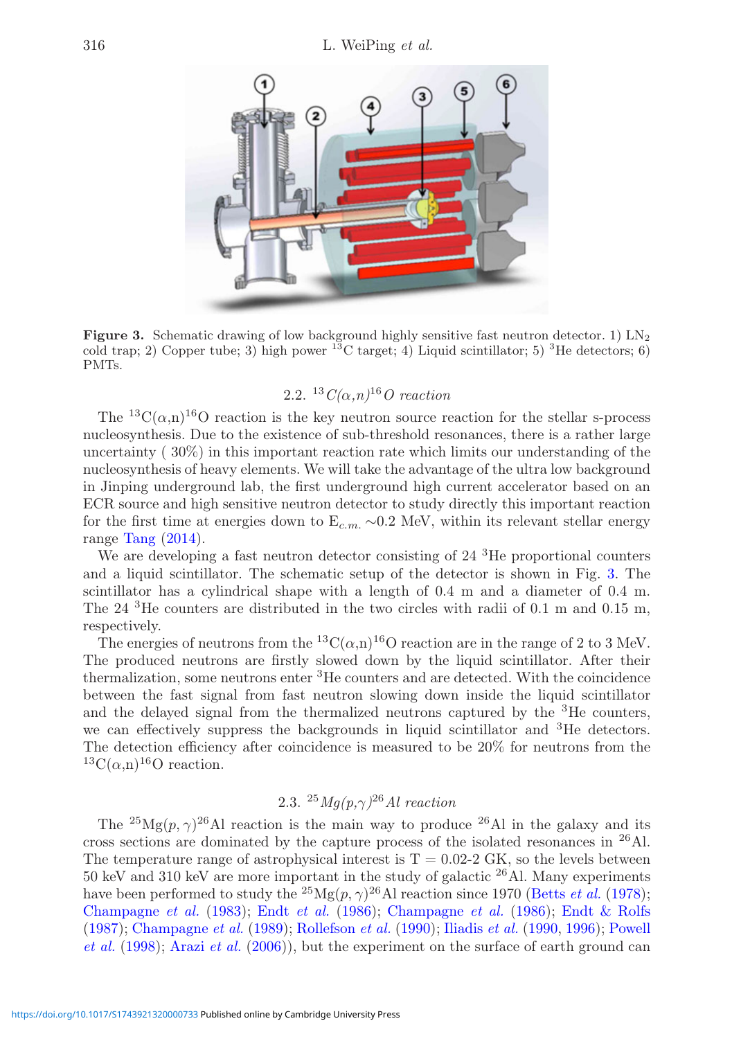**Figure 3.** Schematic drawing of low background highly sensitive fast neutron detector. 1) $LN_2$ cold trap; 2) Copper tube; 3) high power $^{13}$C target; 4) Liquid scintillator; 5) $^{3}$He detectors; 6) PMTs.

### 2.2. $^{13}C(\alpha,n)^{16}O$ reaction

The $^{13}$C($\alpha$,n)$^{16}$O reaction is the key neutron source reaction for the stellar s-process nucleosynthesis. Due to the existence of sub-threshold resonances, there is a rather large uncertainty ( 30%) in this important reaction rate which limits our understanding of the nucleosynthesis of heavy elements. We will take the advantage of the ultra low background in Jinping underground lab, the first underground high current accelerator based on an ECR source and high sensitive neutron detector to study directly this important reaction for the first time at energies down to $E_{c.m.}$ ~0.2 MeV, within its relevant stellar energy range Tang (2014).

We are developing a fast neutron detector consisting of 24 $^{3}$He proportional counters and a liquid scintillator. The schematic setup of the detector is shown in Fig. 3. The scintillator has a cylindrical shape with a length of 0.4 m and a diameter of 0.4 m. The 24 $^{3}$He counters are distributed in the two circles with radii of 0.1 m and 0.15 m, respectively.

The energies of neutrons from the $^{13}$C($\alpha$,n)$^{16}$O reaction are in the range of 2 to 3 MeV. The produced neutrons are firstly slowed down by the liquid scintillator. After their thermalization, some neutrons enter $^{3}$He counters and are detected. With the coincidence between the fast signal from fast neutron slowing down inside the liquid scintillator and the delayed signal from the thermalized neutrons captured by the $^{3}$He counters, we can effectively suppress the backgrounds in liquid scintillator and $^{3}$He detectors. The detection efficiency after coincidence is measured to be 20% for neutrons from the $^{13}$C($\alpha$,n)$^{16}$O reaction.

### 2.3. $^{25}Mg(p,\gamma)^{26}Al$ reaction

The $^{25}$Mg($p,\gamma$)$^{26}$Al reaction is the main way to produce $^{26}$Al in the galaxy and its cross sections are dominated by the capture process of the isolated resonances in $^{26}$Al. The temperature range of astrophysical interest is T = 0.02-2 GK, so the levels between 50 keV and 310 keV are more important in the study of galactic $^{26}$Al. Many experiments have been performed to study the $^{25}$Mg($p,\gamma$)$^{26}$Al reaction since 1970 (Betts *et al.* (1978); Champagne *et al.* (1983); Endt *et al.* (1986); Champagne *et al.* (1986); Endt & Rolfs (1987); Champagne *et al.* (1989); Rollefson *et al.* (1990); Iliadis *et al.* (1990, 1996); Powell *et al.* (1998); Arazi *et al.* (2006)), but the experiment on the surface of earth ground can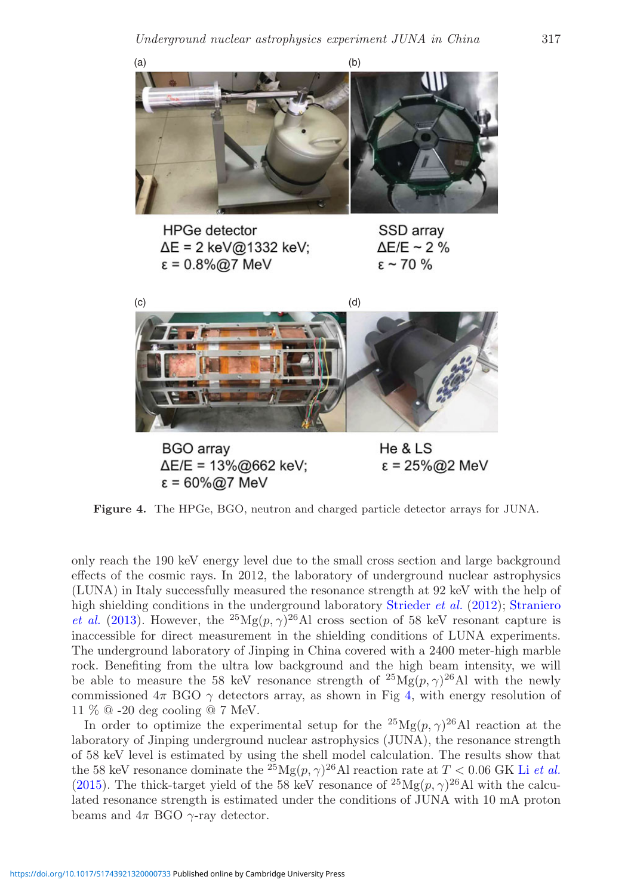(a)

HPGe detector
ΔE = 2 keV@1332 keV;
ε = 0.8%@7 MeV

(b)

SSD array
ΔE/E ~ 2 %
ε ~ 70 %

(c)

BGO array
ΔE/E = 13%@662 keV;
ε = 60%@7 MeV

(d)

He & LS
ε = 25%@2 MeV

**Figure 4.** The HPGe, BGO, neutron and charged particle detector arrays for JUNA.

only reach the 190 keV energy level due to the small cross section and large background effects of the cosmic rays. In 2012, the laboratory of underground nuclear astrophysics (LUNA) in Italy successfully measured the resonance strength at 92 keV with the help of high shielding conditions in the underground laboratory Strieder *et al.* (2012); Straniero *et al.* (2013). However, the $^{25}$Mg$(p,\gamma)^{26}$Al cross section of 58 keV resonant capture is inaccessible for direct measurement in the shielding conditions of LUNA experiments. The underground laboratory of Jinping in China covered with a 2400 meter-high marble rock. Benefiting from the ultra low background and the high beam intensity, we will be able to measure the 58 keV resonance strength of $^{25}$Mg$(p,\gamma)^{26}$Al with the newly commissioned $4\pi$ BGO $\gamma$ detectors array, as shown in Fig 4, with energy resolution of 11 % @ -20 deg cooling @ 7 MeV.

In order to optimize the experimental setup for the $^{25}$Mg$(p,\gamma)^{26}$Al reaction at the laboratory of Jinping underground nuclear astrophysics (JUNA), the resonance strength of 58 keV level is estimated by using the shell model calculation. The results show that the 58 keV resonance dominate the $^{25}$Mg$(p,\gamma)^{26}$Al reaction rate at $T < 0.06$ GK Li *et al.* (2015). The thick-target yield of the 58 keV resonance of $^{25}$Mg$(p,\gamma)^{26}$Al with the calculated resonance strength is estimated under the conditions of JUNA with 10 mA proton beams and $4\pi$ BGO $\gamma$-ray detector.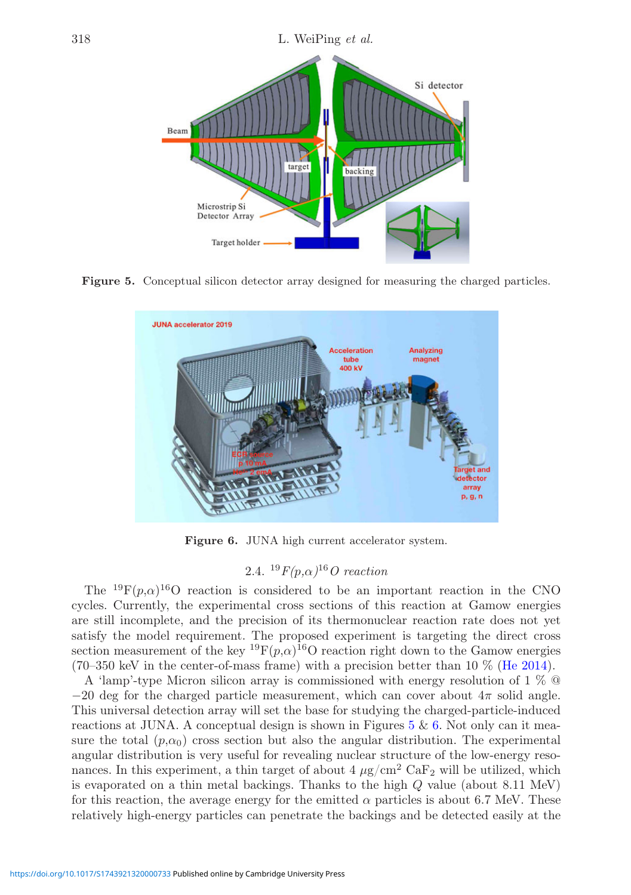**Figure 5.** Conceptual silicon detector array designed for measuring the charged particles.

**Figure 6.** JUNA high current accelerator system.

### 2.4. $^{19}F(p,\alpha)^{16}O$ reaction

The $^{19}$F$(p,\alpha)^{16}$O reaction is considered to be an important reaction in the CNO cycles. Currently, the experimental cross sections of this reaction at Gamow energies are still incomplete, and the precision of its thermonuclear reaction rate does not yet satisfy the model requirement. The proposed experiment is targeting the direct cross section measurement of the key $^{19}$F$(p,\alpha)^{16}$O reaction right down to the Gamow energies (70–350 keV in the center-of-mass frame) with a precision better than 10 % (He 2014).

A 'lamp'-type Micron silicon array is commissioned with energy resolution of 1 % @ −20 deg for the charged particle measurement, which can cover about $4\pi$ solid angle. This universal detection array will set the base for studying the charged-particle-induced reactions at JUNA. A conceptual design is shown in Figures 5 & 6. Not only can it measure the total $(p,\alpha_0)$ cross section but also the angular distribution. The experimental angular distribution is very useful for revealing nuclear structure of the low-energy resonances. In this experiment, a thin target of about 4 $\mu$g/cm$^2$ $CaF_2$ will be utilized, which is evaporated on a thin metal backings. Thanks to the high $Q$ value (about 8.11 MeV) for this reaction, the average energy for the emitted $\alpha$ particles is about 6.7 MeV. These relatively high-energy particles can penetrate the backings and be detected easily at the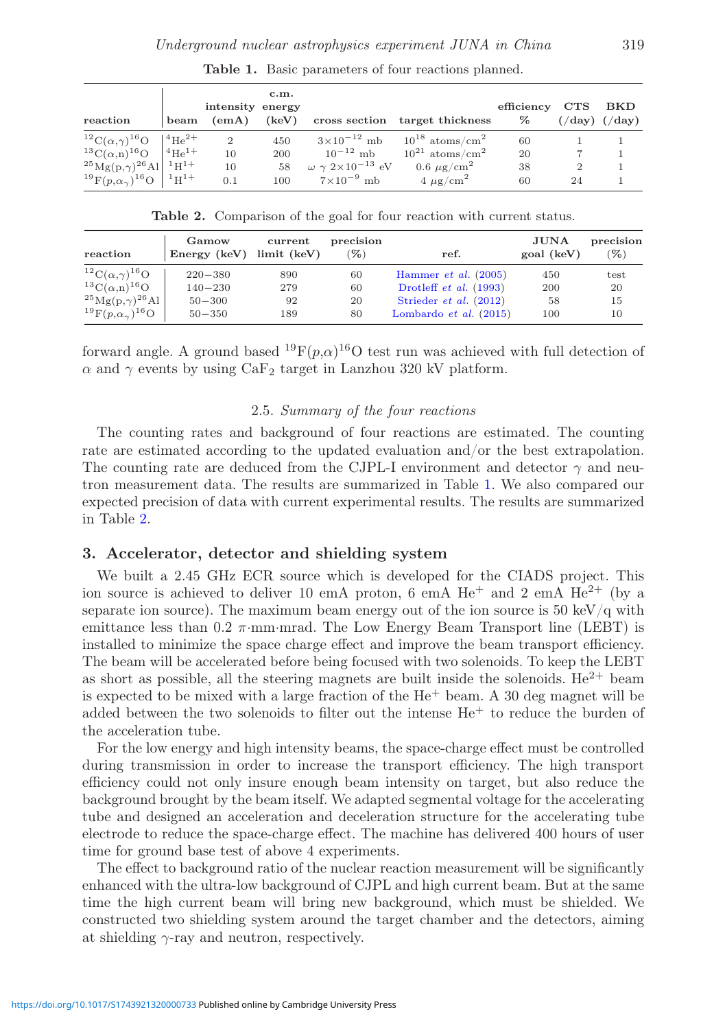**Table 1.** Basic parameters of four reactions planned.

| reaction | beam | intensity (emA) | c.m. energy (keV) | cross section | target thickness | efficiency % | CTS (/day) | BKD (/day) |
|---|---|---|---|---|---|---|---|---|
| $^{12}C(\alpha,\gamma)^{16}O$ | $^{4}He^{2+}$ | 2 | 450 | $3\times10^{-12}$ mb | $10^{18}$ atoms/cm$^2$ | 60 | 1 | 1 |
| $^{13}C(\alpha,n)^{16}O$ | $^{4}He^{1+}$ | 10 | 200 | $10^{-12}$ mb | $10^{21}$ atoms/cm$^2$ | 20 | 7 | 1 |
| $^{25}Mg(p,\gamma)^{26}Al$ | $^{1}H^{1+}$ | 10 | 58 | $\omega\ \gamma\ 2\times10^{-13}$ eV | 0.6 $\mu$g/cm$^2$ | 38 | 2 | 1 |
| $^{19}F(p,\alpha_{\gamma})^{16}O$ | $^{1}H^{1+}$ | 0.1 | 100 | $7\times10^{-9}$ mb | 4 $\mu$g/cm$^2$ | 60 | 24 | 1 |

**Table 2.** Comparison of the goal for four reaction with current status.

| reaction | Gamow Energy (keV) | current limit (keV) | precision (%) | ref. | JUNA goal (keV) | precision (%) |
|---|---|---|---|---|---|---|
| $^{12}C(\alpha,\gamma)^{16}O$ | 220−380 | 890 | 60 | Hammer *et al.* (2005) | 450 | test |
| $^{13}C(\alpha,n)^{16}O$ | 140−230 | 279 | 60 | Drotleff *et al.* (1993) | 200 | 20 |
| $^{25}Mg(p,\gamma)^{26}Al$ | 50−300 | 92 | 20 | Strieder *et al.* (2012) | 58 | 15 |
| $^{19}F(p,\alpha_{\gamma})^{16}O$ | 50−350 | 189 | 80 | Lombardo *et al.* (2015) | 100 | 10 |

forward angle. A ground based $^{19}F(p,\alpha)^{16}O$ test run was achieved with full detection of $\alpha$ and $\gamma$ events by using $CaF_2$ target in Lanzhou 320 kV platform.

### 2.5. *Summary of the four reactions*

The counting rates and background of four reactions are estimated. The counting rate are estimated according to the updated evaluation and/or the best extrapolation. The counting rate are deduced from the CJPL-I environment and detector $\gamma$ and neutron measurement data. The results are summarized in Table 1. We also compared our expected precision of data with current experimental results. The results are summarized in Table 2.

## 3. Accelerator, detector and shielding system

We built a 2.45 GHz ECR source which is developed for the CIADS project. This ion source is achieved to deliver 10 emA proton, 6 emA $He^{+}$ and 2 emA $He^{2+}$ (by a separate ion source). The maximum beam energy out of the ion source is 50 keV/q with emittance less than 0.2 $\pi$·mm·mrad. The Low Energy Beam Transport line (LEBT) is installed to minimize the space charge effect and improve the beam transport efficiency. The beam will be accelerated before being focused with two solenoids. To keep the LEBT as short as possible, all the steering magnets are built inside the solenoids. $He^{2+}$ beam is expected to be mixed with a large fraction of the $He^{+}$ beam. A 30 deg magnet will be added between the two solenoids to filter out the intense $He^{+}$ to reduce the burden of the acceleration tube.

For the low energy and high intensity beams, the space-charge effect must be controlled during transmission in order to increase the transport efficiency. The high transport efficiency could not only insure enough beam intensity on target, but also reduce the background brought by the beam itself. We adapted segmental voltage for the accelerating tube and designed an acceleration and deceleration structure for the accelerating tube electrode to reduce the space-charge effect. The machine has delivered 400 hours of user time for ground base test of above 4 experiments.

The effect to background ratio of the nuclear reaction measurement will be significantly enhanced with the ultra-low background of CJPL and high current beam. But at the same time the high current beam will bring new background, which must be shielded. We constructed two shielding system around the target chamber and the detectors, aiming at shielding $\gamma$-ray and neutron, respectively.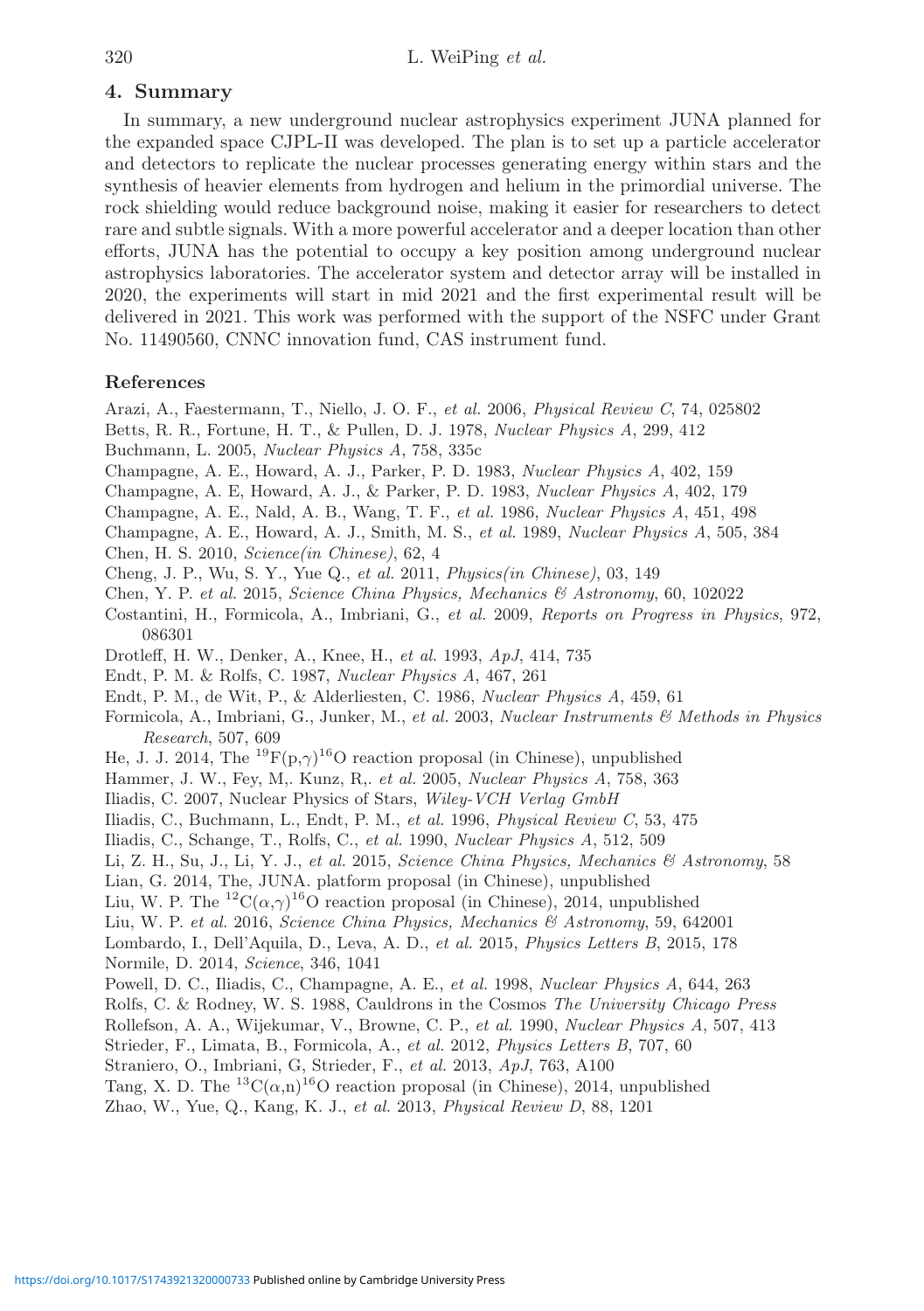## 4. Summary

In summary, a new underground nuclear astrophysics experiment JUNA planned for the expanded space CJPL-II was developed. The plan is to set up a particle accelerator and detectors to replicate the nuclear processes generating energy within stars and the synthesis of heavier elements from hydrogen and helium in the primordial universe. The rock shielding would reduce background noise, making it easier for researchers to detect rare and subtle signals. With a more powerful accelerator and a deeper location than other efforts, JUNA has the potential to occupy a key position among underground nuclear astrophysics laboratories. The accelerator system and detector array will be installed in 2020, the experiments will start in mid 2021 and the first experimental result will be delivered in 2021. This work was performed with the support of the NSFC under Grant No. 11490560, CNNC innovation fund, CAS instrument fund.

## References

Arazi, A., Faestermann, T., Niello, J. O. F., *et al.* 2006, *Physical Review C*, 74, 025802

Betts, R. R., Fortune, H. T., & Pullen, D. J. 1978, *Nuclear Physics A*, 299, 412

Buchmann, L. 2005, *Nuclear Physics A*, 758, 335c

Champagne, A. E., Howard, A. J., Parker, P. D. 1983, *Nuclear Physics A*, 402, 159

Champagne, A. E, Howard, A. J., & Parker, P. D. 1983, *Nuclear Physics A*, 402, 179

Champagne, A. E., Nald, A. B., Wang, T. F., *et al.* 1986, *Nuclear Physics A*, 451, 498

Champagne, A. E., Howard, A. J., Smith, M. S., *et al.* 1989, *Nuclear Physics A*, 505, 384

Chen, H. S. 2010, *Science(in Chinese)*, 62, 4

Cheng, J. P., Wu, S. Y., Yue Q., *et al.* 2011, *Physics(in Chinese)*, 03, 149

Chen, Y. P. *et al.* 2015, *Science China Physics, Mechanics & Astronomy*, 60, 102022

Costantini, H., Formicola, A., Imbriani, G., *et al.* 2009, *Reports on Progress in Physics*, 972, 086301

Drotleff, H. W., Denker, A., Knee, H., *et al.* 1993, *ApJ*, 414, 735

Endt, P. M. & Rolfs, C. 1987, *Nuclear Physics A*, 467, 261

Endt, P. M., de Wit, P., & Alderliesten, C. 1986, *Nuclear Physics A*, 459, 61

Formicola, A., Imbriani, G., Junker, M., *et al.* 2003, *Nuclear Instruments & Methods in Physics Research*, 507, 609

He, J. J. 2014, The $^{19}$F(p,$\gamma$)$^{16}$O reaction proposal (in Chinese), unpublished

Hammer, J. W., Fey, M,. Kunz, R,. *et al.* 2005, *Nuclear Physics A*, 758, 363

Iliadis, C. 2007, Nuclear Physics of Stars, *Wiley-VCH Verlag GmbH*

Iliadis, C., Buchmann, L., Endt, P. M., *et al.* 1996, *Physical Review C*, 53, 475

Iliadis, C., Schange, T., Rolfs, C., *et al.* 1990, *Nuclear Physics A*, 512, 509

Li, Z. H., Su, J., Li, Y. J., *et al.* 2015, *Science China Physics, Mechanics & Astronomy*, 58

Lian, G. 2014, The, JUNA. platform proposal (in Chinese), unpublished

Liu, W. P. The $^{12}$C($\alpha$,$\gamma$)$^{16}$O reaction proposal (in Chinese), 2014, unpublished

Liu, W. P. *et al.* 2016, *Science China Physics, Mechanics & Astronomy*, 59, 642001

Lombardo, I., Dell'Aquila, D., Leva, A. D., *et al.* 2015, *Physics Letters B*, 2015, 178

Normile, D. 2014, *Science*, 346, 1041

Powell, D. C., Iliadis, C., Champagne, A. E., *et al.* 1998, *Nuclear Physics A*, 644, 263

Rolfs, C. & Rodney, W. S. 1988, Cauldrons in the Cosmos *The University Chicago Press*

Rollefson, A. A., Wijekumar, V., Browne, C. P., *et al.* 1990, *Nuclear Physics A*, 507, 413

Strieder, F., Limata, B., Formicola, A., *et al.* 2012, *Physics Letters B*, 707, 60

Straniero, O., Imbriani, G, Strieder, F., *et al.* 2013, *ApJ*, 763, A100

Tang, X. D. The $^{13}$C($\alpha$,n)$^{16}$O reaction proposal (in Chinese), 2014, unpublished

Zhao, W., Yue, Q., Kang, K. J., *et al.* 2013, *Physical Review D*, 88, 1201